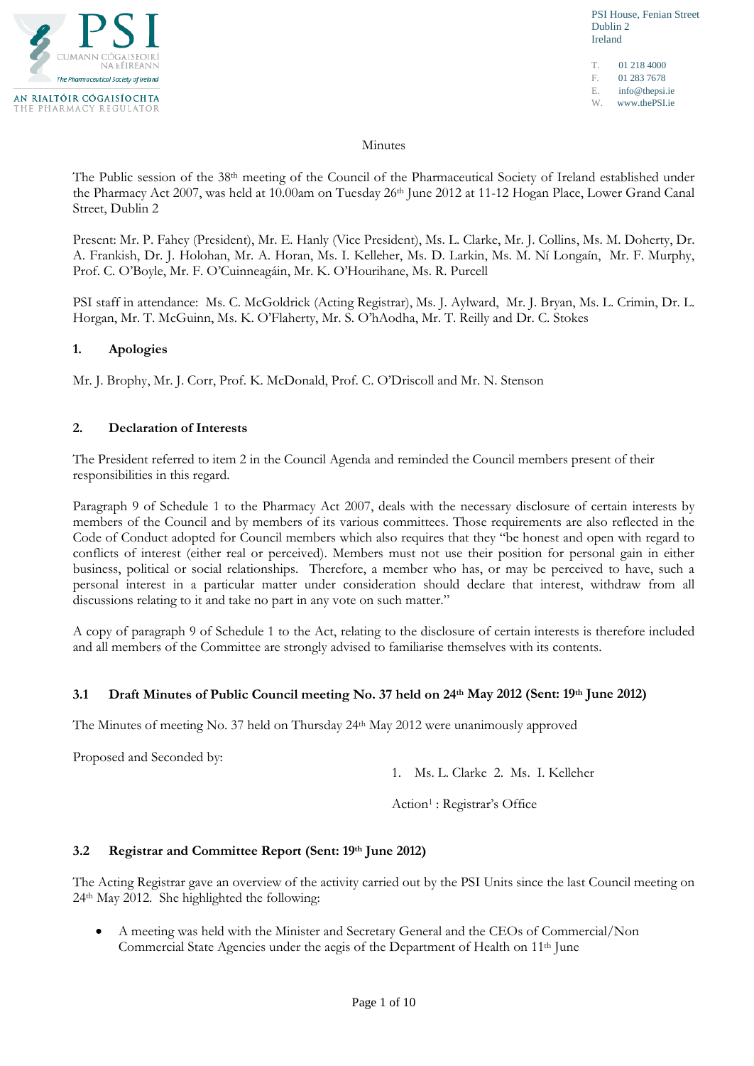PSI House, Fenian Street
Dublin 2
Ireland

T. 01 218 4000
F. 01 283 7678
E. info@thepsi.ie
W. www.thePSI.ie

Minutes

The Public session of the 38th meeting of the Council of the Pharmaceutical Society of Ireland established under the Pharmacy Act 2007, was held at 10.00am on Tuesday 26th June 2012 at 11-12 Hogan Place, Lower Grand Canal Street, Dublin 2

Present: Mr. P. Fahey (President), Mr. E. Hanly (Vice President), Ms. L. Clarke, Mr. J. Collins, Ms. M. Doherty, Dr. A. Frankish, Dr. J. Holohan, Mr. A. Horan, Ms. I. Kelleher, Ms. D. Larkin, Ms. M. Ní Longaín, Mr. F. Murphy, Prof. C. O'Boyle, Mr. F. O'Cuinneagáin, Mr. K. O'Hourihane, Ms. R. Purcell

PSI staff in attendance: Ms. C. McGoldrick (Acting Registrar), Ms. J. Aylward, Mr. J. Bryan, Ms. L. Crimin, Dr. L. Horgan, Mr. T. McGuinn, Ms. K. O'Flaherty, Mr. S. O'hAodha, Mr. T. Reilly and Dr. C. Stokes

## 1. Apologies

Mr. J. Brophy, Mr. J. Corr, Prof. K. McDonald, Prof. C. O'Driscoll and Mr. N. Stenson

## 2. Declaration of Interests

The President referred to item 2 in the Council Agenda and reminded the Council members present of their responsibilities in this regard.

Paragraph 9 of Schedule 1 to the Pharmacy Act 2007, deals with the necessary disclosure of certain interests by members of the Council and by members of its various committees. Those requirements are also reflected in the Code of Conduct adopted for Council members which also requires that they "be honest and open with regard to conflicts of interest (either real or perceived). Members must not use their position for personal gain in either business, political or social relationships. Therefore, a member who has, or may be perceived to have, such a personal interest in a particular matter under consideration should declare that interest, withdraw from all discussions relating to it and take no part in any vote on such matter."

A copy of paragraph 9 of Schedule 1 to the Act, relating to the disclosure of certain interests is therefore included and all members of the Committee are strongly advised to familiarise themselves with its contents.

### 3.1 Draft Minutes of Public Council meeting No. 37 held on 24th May 2012 (Sent: 19th June 2012)

The Minutes of meeting No. 37 held on Thursday 24th May 2012 were unanimously approved

Proposed and Seconded by:

1. Ms. L. Clarke 2. Ms. I. Kelleher

Action[1] : Registrar's Office

### 3.2 Registrar and Committee Report (Sent: 19th June 2012)

The Acting Registrar gave an overview of the activity carried out by the PSI Units since the last Council meeting on 24th May 2012. She highlighted the following:

- A meeting was held with the Minister and Secretary General and the CEOs of Commercial/Non Commercial State Agencies under the aegis of the Department of Health on 11th June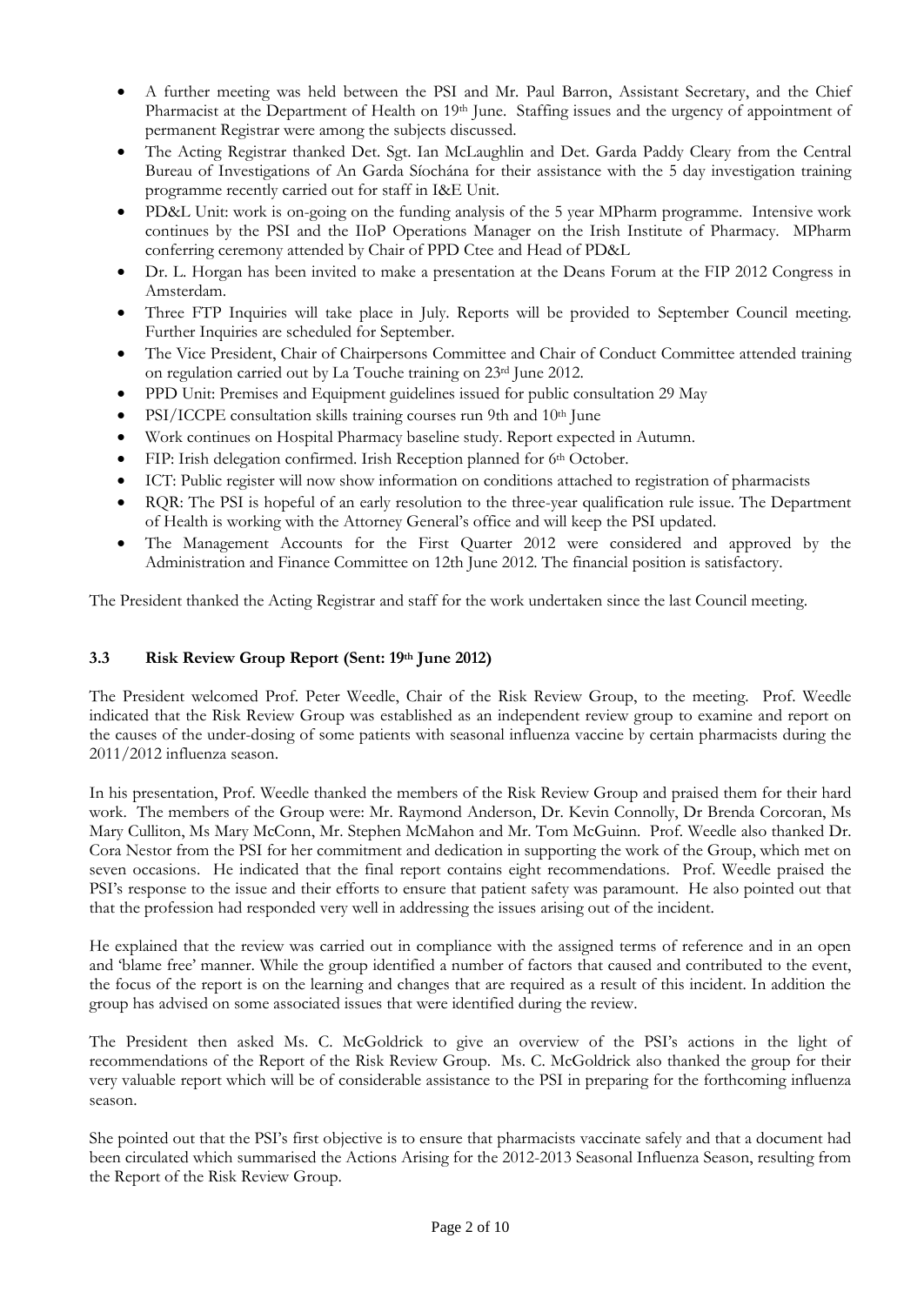- A further meeting was held between the PSI and Mr. Paul Barron, Assistant Secretary, and the Chief Pharmacist at the Department of Health on 19th June. Staffing issues and the urgency of appointment of permanent Registrar were among the subjects discussed.
- The Acting Registrar thanked Det. Sgt. Ian McLaughlin and Det. Garda Paddy Cleary from the Central Bureau of Investigations of An Garda Síochána for their assistance with the 5 day investigation training programme recently carried out for staff in I&E Unit.
- PD&L Unit: work is on-going on the funding analysis of the 5 year MPharm programme. Intensive work continues by the PSI and the IIoP Operations Manager on the Irish Institute of Pharmacy. MPharm conferring ceremony attended by Chair of PPD Ctee and Head of PD&L
- Dr. L. Horgan has been invited to make a presentation at the Deans Forum at the FIP 2012 Congress in Amsterdam.
- Three FTP Inquiries will take place in July. Reports will be provided to September Council meeting. Further Inquiries are scheduled for September.
- The Vice President, Chair of Chairpersons Committee and Chair of Conduct Committee attended training on regulation carried out by La Touche training on 23rd June 2012.
- PPD Unit: Premises and Equipment guidelines issued for public consultation 29 May
- PSI/ICCPE consultation skills training courses run 9th and 10th June
- Work continues on Hospital Pharmacy baseline study. Report expected in Autumn.
- FIP: Irish delegation confirmed. Irish Reception planned for 6th October.
- ICT: Public register will now show information on conditions attached to registration of pharmacists
- RQR: The PSI is hopeful of an early resolution to the three-year qualification rule issue. The Department of Health is working with the Attorney General's office and will keep the PSI updated.
- The Management Accounts for the First Quarter 2012 were considered and approved by the Administration and Finance Committee on 12th June 2012. The financial position is satisfactory.

The President thanked the Acting Registrar and staff for the work undertaken since the last Council meeting.

### 3.3 Risk Review Group Report (Sent: 19th June 2012)

The President welcomed Prof. Peter Weedle, Chair of the Risk Review Group, to the meeting. Prof. Weedle indicated that the Risk Review Group was established as an independent review group to examine and report on the causes of the under-dosing of some patients with seasonal influenza vaccine by certain pharmacists during the 2011/2012 influenza season.

In his presentation, Prof. Weedle thanked the members of the Risk Review Group and praised them for their hard work. The members of the Group were: Mr. Raymond Anderson, Dr. Kevin Connolly, Dr Brenda Corcoran, Ms Mary Culliton, Ms Mary McConn, Mr. Stephen McMahon and Mr. Tom McGuinn. Prof. Weedle also thanked Dr. Cora Nestor from the PSI for her commitment and dedication in supporting the work of the Group, which met on seven occasions. He indicated that the final report contains eight recommendations. Prof. Weedle praised the PSI's response to the issue and their efforts to ensure that patient safety was paramount. He also pointed out that that the profession had responded very well in addressing the issues arising out of the incident.

He explained that the review was carried out in compliance with the assigned terms of reference and in an open and 'blame free' manner. While the group identified a number of factors that caused and contributed to the event, the focus of the report is on the learning and changes that are required as a result of this incident. In addition the group has advised on some associated issues that were identified during the review.

The President then asked Ms. C. McGoldrick to give an overview of the PSI's actions in the light of recommendations of the Report of the Risk Review Group. Ms. C. McGoldrick also thanked the group for their very valuable report which will be of considerable assistance to the PSI in preparing for the forthcoming influenza season.

She pointed out that the PSI's first objective is to ensure that pharmacists vaccinate safely and that a document had been circulated which summarised the Actions Arising for the 2012-2013 Seasonal Influenza Season, resulting from the Report of the Risk Review Group.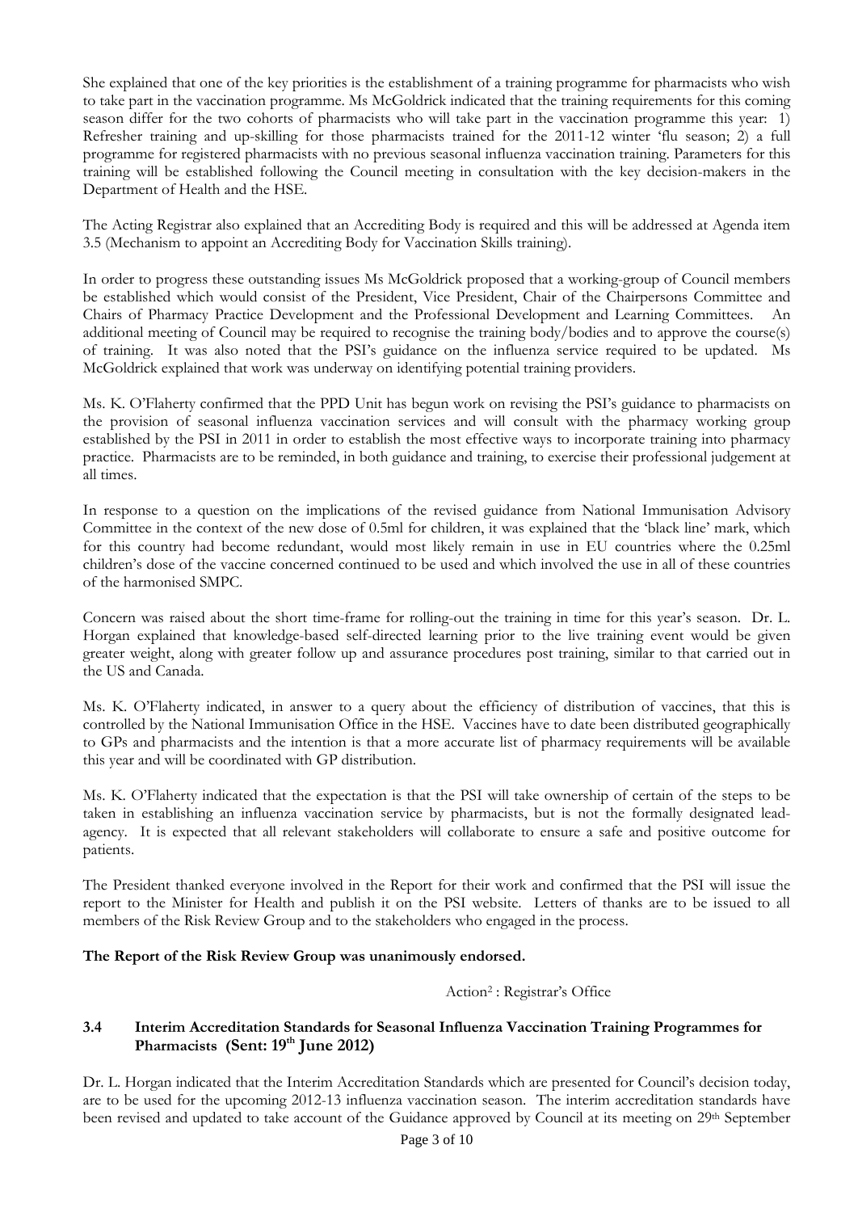She explained that one of the key priorities is the establishment of a training programme for pharmacists who wish to take part in the vaccination programme. Ms McGoldrick indicated that the training requirements for this coming season differ for the two cohorts of pharmacists who will take part in the vaccination programme this year: 1) Refresher training and up-skilling for those pharmacists trained for the 2011-12 winter 'flu season; 2) a full programme for registered pharmacists with no previous seasonal influenza vaccination training. Parameters for this training will be established following the Council meeting in consultation with the key decision-makers in the Department of Health and the HSE.

The Acting Registrar also explained that an Accrediting Body is required and this will be addressed at Agenda item 3.5 (Mechanism to appoint an Accrediting Body for Vaccination Skills training).

In order to progress these outstanding issues Ms McGoldrick proposed that a working-group of Council members be established which would consist of the President, Vice President, Chair of the Chairpersons Committee and Chairs of Pharmacy Practice Development and the Professional Development and Learning Committees. An additional meeting of Council may be required to recognise the training body/bodies and to approve the course(s) of training. It was also noted that the PSI's guidance on the influenza service required to be updated. Ms McGoldrick explained that work was underway on identifying potential training providers.

Ms. K. O'Flaherty confirmed that the PPD Unit has begun work on revising the PSI's guidance to pharmacists on the provision of seasonal influenza vaccination services and will consult with the pharmacy working group established by the PSI in 2011 in order to establish the most effective ways to incorporate training into pharmacy practice. Pharmacists are to be reminded, in both guidance and training, to exercise their professional judgement at all times.

In response to a question on the implications of the revised guidance from National Immunisation Advisory Committee in the context of the new dose of 0.5ml for children, it was explained that the 'black line' mark, which for this country had become redundant, would most likely remain in use in EU countries where the 0.25ml children's dose of the vaccine concerned continued to be used and which involved the use in all of these countries of the harmonised SMPC.

Concern was raised about the short time-frame for rolling-out the training in time for this year's season. Dr. L. Horgan explained that knowledge-based self-directed learning prior to the live training event would be given greater weight, along with greater follow up and assurance procedures post training, similar to that carried out in the US and Canada.

Ms. K. O'Flaherty indicated, in answer to a query about the efficiency of distribution of vaccines, that this is controlled by the National Immunisation Office in the HSE. Vaccines have to date been distributed geographically to GPs and pharmacists and the intention is that a more accurate list of pharmacy requirements will be available this year and will be coordinated with GP distribution.

Ms. K. O'Flaherty indicated that the expectation is that the PSI will take ownership of certain of the steps to be taken in establishing an influenza vaccination service by pharmacists, but is not the formally designated lead-agency. It is expected that all relevant stakeholders will collaborate to ensure a safe and positive outcome for patients.

The President thanked everyone involved in the Report for their work and confirmed that the PSI will issue the report to the Minister for Health and publish it on the PSI website. Letters of thanks are to be issued to all members of the Risk Review Group and to the stakeholders who engaged in the process.

**The Report of the Risk Review Group was unanimously endorsed.**

Action[2] : Registrar's Office

### 3.4 Interim Accreditation Standards for Seasonal Influenza Vaccination Training Programmes for Pharmacists (Sent: 19th June 2012)

Dr. L. Horgan indicated that the Interim Accreditation Standards which are presented for Council's decision today, are to be used for the upcoming 2012-13 influenza vaccination season. The interim accreditation standards have been revised and updated to take account of the Guidance approved by Council at its meeting on 29th September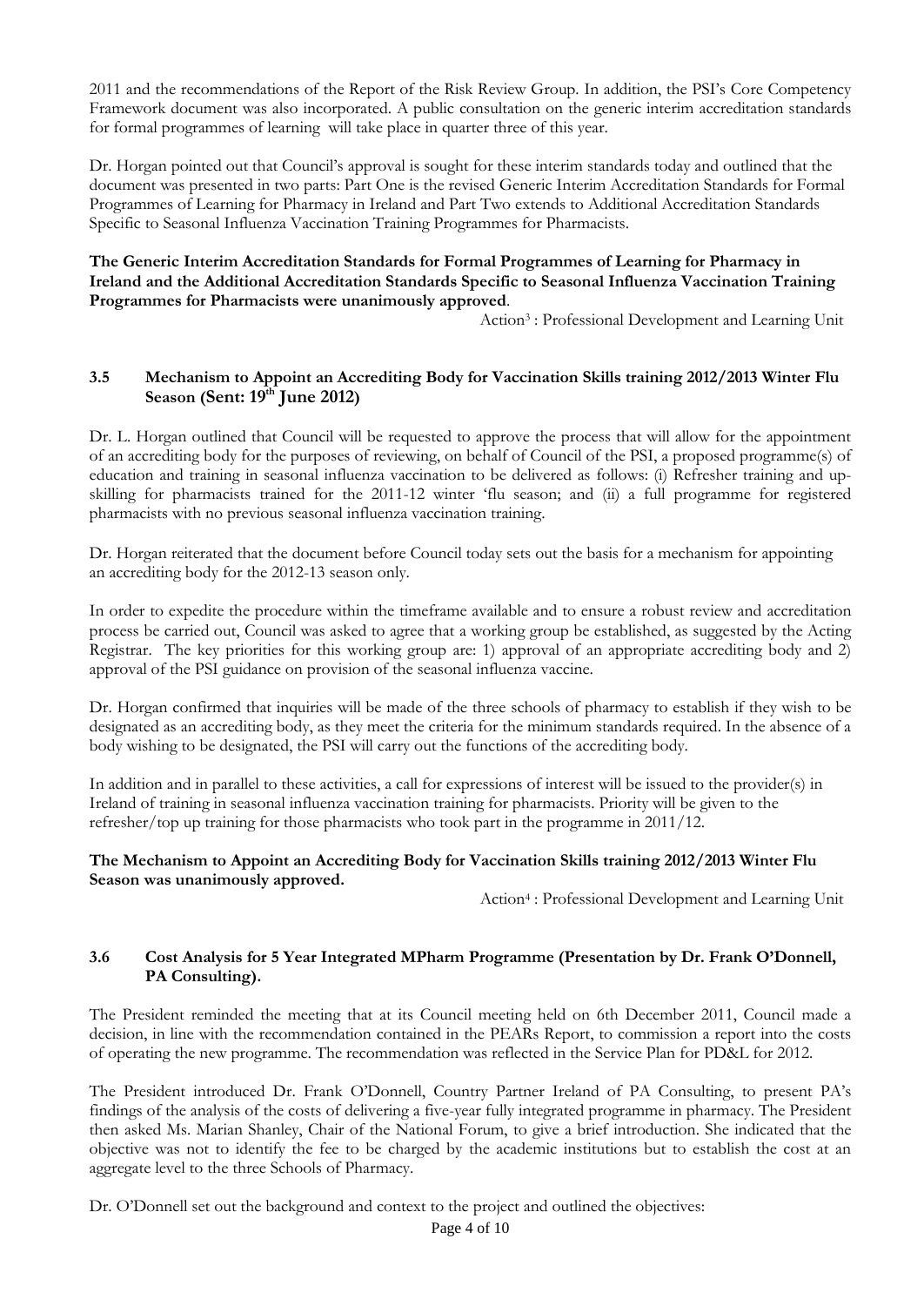2011 and the recommendations of the Report of the Risk Review Group. In addition, the PSI's Core Competency Framework document was also incorporated. A public consultation on the generic interim accreditation standards for formal programmes of learning will take place in quarter three of this year.

Dr. Horgan pointed out that Council's approval is sought for these interim standards today and outlined that the document was presented in two parts: Part One is the revised Generic Interim Accreditation Standards for Formal Programmes of Learning for Pharmacy in Ireland and Part Two extends to Additional Accreditation Standards Specific to Seasonal Influenza Vaccination Training Programmes for Pharmacists.

**The Generic Interim Accreditation Standards for Formal Programmes of Learning for Pharmacy in Ireland and the Additional Accreditation Standards Specific to Seasonal Influenza Vaccination Training Programmes for Pharmacists were unanimously approved**.

Action[3] : Professional Development and Learning Unit

### 3.5 Mechanism to Appoint an Accrediting Body for Vaccination Skills training 2012/2013 Winter Flu Season (Sent: 19th June 2012)

Dr. L. Horgan outlined that Council will be requested to approve the process that will allow for the appointment of an accrediting body for the purposes of reviewing, on behalf of Council of the PSI, a proposed programme(s) of education and training in seasonal influenza vaccination to be delivered as follows: (i) Refresher training and up-skilling for pharmacists trained for the 2011-12 winter 'flu season; and (ii) a full programme for registered pharmacists with no previous seasonal influenza vaccination training.

Dr. Horgan reiterated that the document before Council today sets out the basis for a mechanism for appointing an accrediting body for the 2012-13 season only.

In order to expedite the procedure within the timeframe available and to ensure a robust review and accreditation process be carried out, Council was asked to agree that a working group be established, as suggested by the Acting Registrar. The key priorities for this working group are: 1) approval of an appropriate accrediting body and 2) approval of the PSI guidance on provision of the seasonal influenza vaccine.

Dr. Horgan confirmed that inquiries will be made of the three schools of pharmacy to establish if they wish to be designated as an accrediting body, as they meet the criteria for the minimum standards required. In the absence of a body wishing to be designated, the PSI will carry out the functions of the accrediting body.

In addition and in parallel to these activities, a call for expressions of interest will be issued to the provider(s) in Ireland of training in seasonal influenza vaccination training for pharmacists. Priority will be given to the refresher/top up training for those pharmacists who took part in the programme in 2011/12.

**The Mechanism to Appoint an Accrediting Body for Vaccination Skills training 2012/2013 Winter Flu Season was unanimously approved.**

Action[4] : Professional Development and Learning Unit

### 3.6 Cost Analysis for 5 Year Integrated MPharm Programme (Presentation by Dr. Frank O'Donnell, PA Consulting).

The President reminded the meeting that at its Council meeting held on 6th December 2011, Council made a decision, in line with the recommendation contained in the PEARs Report, to commission a report into the costs of operating the new programme. The recommendation was reflected in the Service Plan for PD&L for 2012.

The President introduced Dr. Frank O'Donnell, Country Partner Ireland of PA Consulting, to present PA's findings of the analysis of the costs of delivering a five-year fully integrated programme in pharmacy. The President then asked Ms. Marian Shanley, Chair of the National Forum, to give a brief introduction. She indicated that the objective was not to identify the fee to be charged by the academic institutions but to establish the cost at an aggregate level to the three Schools of Pharmacy.

Dr. O'Donnell set out the background and context to the project and outlined the objectives: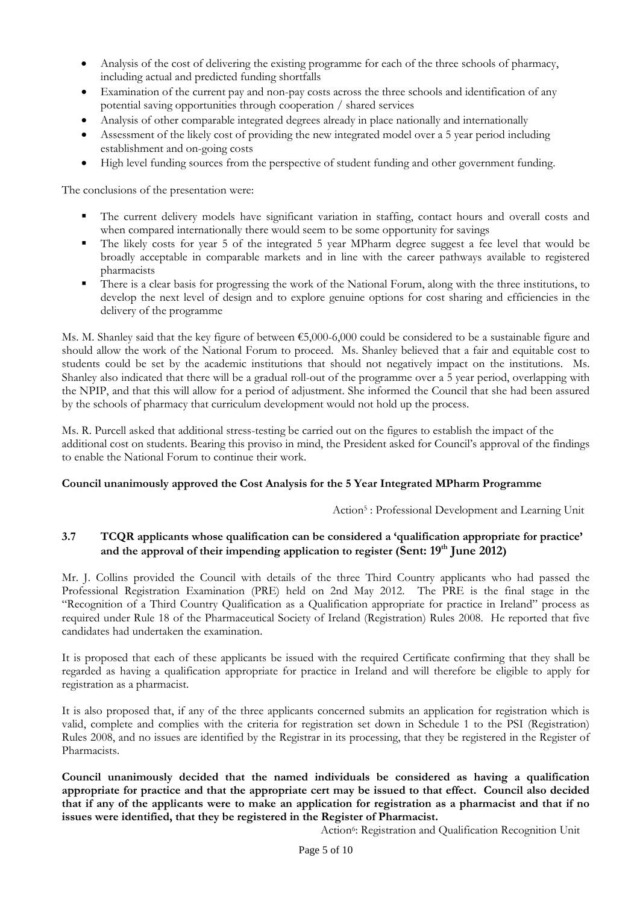- Analysis of the cost of delivering the existing programme for each of the three schools of pharmacy, including actual and predicted funding shortfalls
- Examination of the current pay and non-pay costs across the three schools and identification of any potential saving opportunities through cooperation / shared services
- Analysis of other comparable integrated degrees already in place nationally and internationally
- Assessment of the likely cost of providing the new integrated model over a 5 year period including establishment and on-going costs
- High level funding sources from the perspective of student funding and other government funding.

The conclusions of the presentation were:

- The current delivery models have significant variation in staffing, contact hours and overall costs and when compared internationally there would seem to be some opportunity for savings
- The likely costs for year 5 of the integrated 5 year MPharm degree suggest a fee level that would be broadly acceptable in comparable markets and in line with the career pathways available to registered pharmacists
- There is a clear basis for progressing the work of the National Forum, along with the three institutions, to develop the next level of design and to explore genuine options for cost sharing and efficiencies in the delivery of the programme

Ms. M. Shanley said that the key figure of between €5,000-6,000 could be considered to be a sustainable figure and should allow the work of the National Forum to proceed. Ms. Shanley believed that a fair and equitable cost to students could be set by the academic institutions that should not negatively impact on the institutions. Ms. Shanley also indicated that there will be a gradual roll-out of the programme over a 5 year period, overlapping with the NPIP, and that this will allow for a period of adjustment. She informed the Council that she had been assured by the schools of pharmacy that curriculum development would not hold up the process.

Ms. R. Purcell asked that additional stress-testing be carried out on the figures to establish the impact of the additional cost on students. Bearing this proviso in mind, the President asked for Council's approval of the findings to enable the National Forum to continue their work.

**Council unanimously approved the Cost Analysis for the 5 Year Integrated MPharm Programme**

Action[5] : Professional Development and Learning Unit

### 3.7 TCQR applicants whose qualification can be considered a 'qualification appropriate for practice' and the approval of their impending application to register (Sent: 19th June 2012)

Mr. J. Collins provided the Council with details of the three Third Country applicants who had passed the Professional Registration Examination (PRE) held on 2nd May 2012. The PRE is the final stage in the "Recognition of a Third Country Qualification as a Qualification appropriate for practice in Ireland" process as required under Rule 18 of the Pharmaceutical Society of Ireland (Registration) Rules 2008. He reported that five candidates had undertaken the examination.

It is proposed that each of these applicants be issued with the required Certificate confirming that they shall be regarded as having a qualification appropriate for practice in Ireland and will therefore be eligible to apply for registration as a pharmacist.

It is also proposed that, if any of the three applicants concerned submits an application for registration which is valid, complete and complies with the criteria for registration set down in Schedule 1 to the PSI (Registration) Rules 2008, and no issues are identified by the Registrar in its processing, that they be registered in the Register of Pharmacists.

**Council unanimously decided that the named individuals be considered as having a qualification appropriate for practice and that the appropriate cert may be issued to that effect. Council also decided that if any of the applicants were to make an application for registration as a pharmacist and that if no issues were identified, that they be registered in the Register of Pharmacist.**

Action[6]: Registration and Qualification Recognition Unit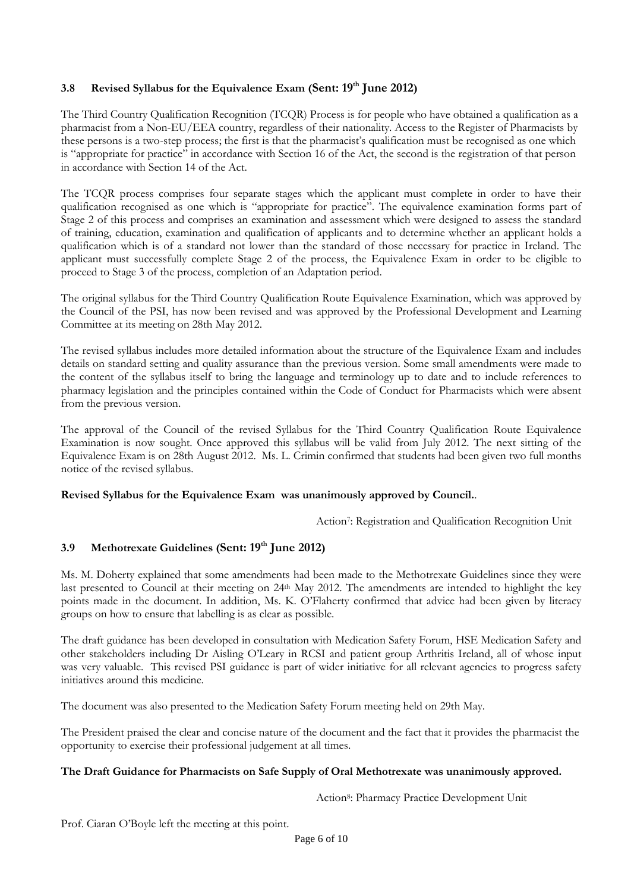### 3.8 Revised Syllabus for the Equivalence Exam (Sent: 19th June 2012)

The Third Country Qualification Recognition (TCQR) Process is for people who have obtained a qualification as a pharmacist from a Non-EU/EEA country, regardless of their nationality. Access to the Register of Pharmacists by these persons is a two-step process; the first is that the pharmacist's qualification must be recognised as one which is "appropriate for practice" in accordance with Section 16 of the Act, the second is the registration of that person in accordance with Section 14 of the Act.

The TCQR process comprises four separate stages which the applicant must complete in order to have their qualification recognised as one which is "appropriate for practice". The equivalence examination forms part of Stage 2 of this process and comprises an examination and assessment which were designed to assess the standard of training, education, examination and qualification of applicants and to determine whether an applicant holds a qualification which is of a standard not lower than the standard of those necessary for practice in Ireland. The applicant must successfully complete Stage 2 of the process, the Equivalence Exam in order to be eligible to proceed to Stage 3 of the process, completion of an Adaptation period.

The original syllabus for the Third Country Qualification Route Equivalence Examination, which was approved by the Council of the PSI, has now been revised and was approved by the Professional Development and Learning Committee at its meeting on 28th May 2012.

The revised syllabus includes more detailed information about the structure of the Equivalence Exam and includes details on standard setting and quality assurance than the previous version. Some small amendments were made to the content of the syllabus itself to bring the language and terminology up to date and to include references to pharmacy legislation and the principles contained within the Code of Conduct for Pharmacists which were absent from the previous version.

The approval of the Council of the revised Syllabus for the Third Country Qualification Route Equivalence Examination is now sought. Once approved this syllabus will be valid from July 2012. The next sitting of the Equivalence Exam is on 28th August 2012. Ms. L. Crimin confirmed that students had been given two full months notice of the revised syllabus.

**Revised Syllabus for the Equivalence Exam was unanimously approved by Council.**.

Action[7]: Registration and Qualification Recognition Unit

### 3.9 Methotrexate Guidelines (Sent: 19th June 2012)

Ms. M. Doherty explained that some amendments had been made to the Methotrexate Guidelines since they were last presented to Council at their meeting on 24th May 2012. The amendments are intended to highlight the key points made in the document. In addition, Ms. K. O'Flaherty confirmed that advice had been given by literacy groups on how to ensure that labelling is as clear as possible.

The draft guidance has been developed in consultation with Medication Safety Forum, HSE Medication Safety and other stakeholders including Dr Aisling O'Leary in RCSI and patient group Arthritis Ireland, all of whose input was very valuable. This revised PSI guidance is part of wider initiative for all relevant agencies to progress safety initiatives around this medicine.

The document was also presented to the Medication Safety Forum meeting held on 29th May.

The President praised the clear and concise nature of the document and the fact that it provides the pharmacist the opportunity to exercise their professional judgement at all times.

**The Draft Guidance for Pharmacists on Safe Supply of Oral Methotrexate was unanimously approved.**

Action[8]: Pharmacy Practice Development Unit

Prof. Ciaran O'Boyle left the meeting at this point.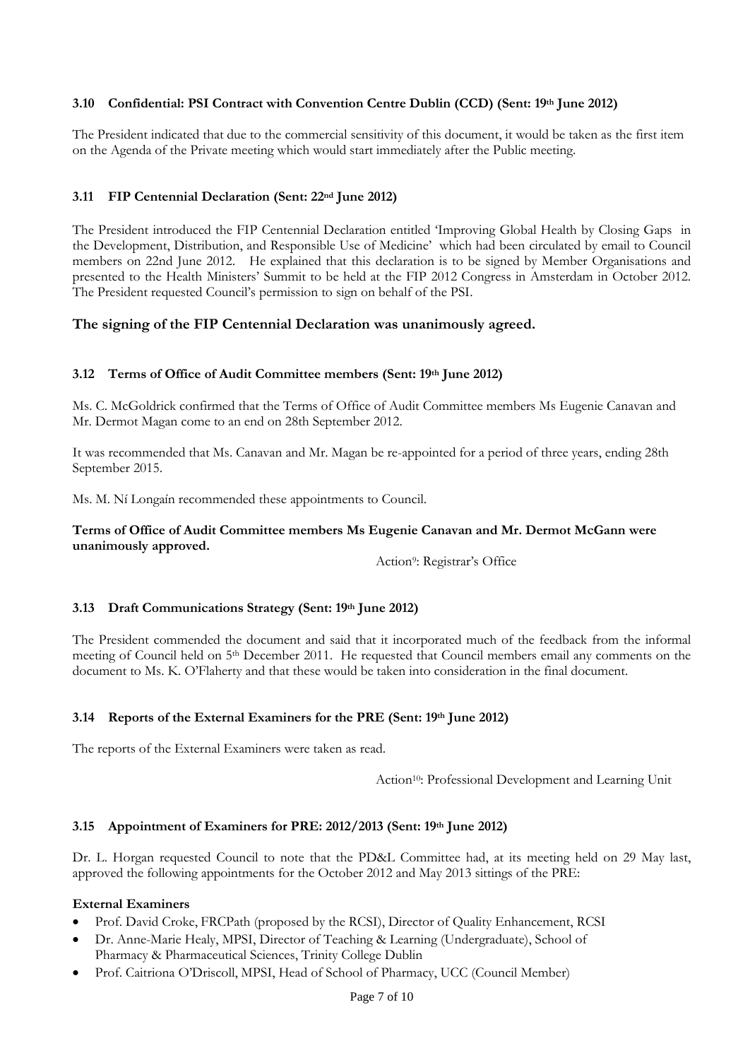### 3.10 Confidential: PSI Contract with Convention Centre Dublin (CCD) (Sent: 19th June 2012)

The President indicated that due to the commercial sensitivity of this document, it would be taken as the first item on the Agenda of the Private meeting which would start immediately after the Public meeting.

### 3.11 FIP Centennial Declaration (Sent: 22nd June 2012)

The President introduced the FIP Centennial Declaration entitled 'Improving Global Health by Closing Gaps in the Development, Distribution, and Responsible Use of Medicine' which had been circulated by email to Council members on 22nd June 2012. He explained that this declaration is to be signed by Member Organisations and presented to the Health Ministers' Summit to be held at the FIP 2012 Congress in Amsterdam in October 2012. The President requested Council's permission to sign on behalf of the PSI.

**The signing of the FIP Centennial Declaration was unanimously agreed.**

### 3.12 Terms of Office of Audit Committee members (Sent: 19th June 2012)

Ms. C. McGoldrick confirmed that the Terms of Office of Audit Committee members Ms Eugenie Canavan and Mr. Dermot Magan come to an end on 28th September 2012.

It was recommended that Ms. Canavan and Mr. Magan be re-appointed for a period of three years, ending 28th September 2015.

Ms. M. Ní Longaín recommended these appointments to Council.

**Terms of Office of Audit Committee members Ms Eugenie Canavan and Mr. Dermot McGann were unanimously approved.**

Action[9]: Registrar's Office

### 3.13 Draft Communications Strategy (Sent: 19th June 2012)

The President commended the document and said that it incorporated much of the feedback from the informal meeting of Council held on 5th December 2011. He requested that Council members email any comments on the document to Ms. K. O'Flaherty and that these would be taken into consideration in the final document.

### 3.14 Reports of the External Examiners for the PRE (Sent: 19th June 2012)

The reports of the External Examiners were taken as read.

Action[10]: Professional Development and Learning Unit

### 3.15 Appointment of Examiners for PRE: 2012/2013 (Sent: 19th June 2012)

Dr. L. Horgan requested Council to note that the PD&L Committee had, at its meeting held on 29 May last, approved the following appointments for the October 2012 and May 2013 sittings of the PRE:

**External Examiners**

- Prof. David Croke, FRCPath (proposed by the RCSI), Director of Quality Enhancement, RCSI
- Dr. Anne-Marie Healy, MPSI, Director of Teaching & Learning (Undergraduate), School of Pharmacy & Pharmaceutical Sciences, Trinity College Dublin
- Prof. Caitriona O'Driscoll, MPSI, Head of School of Pharmacy, UCC (Council Member)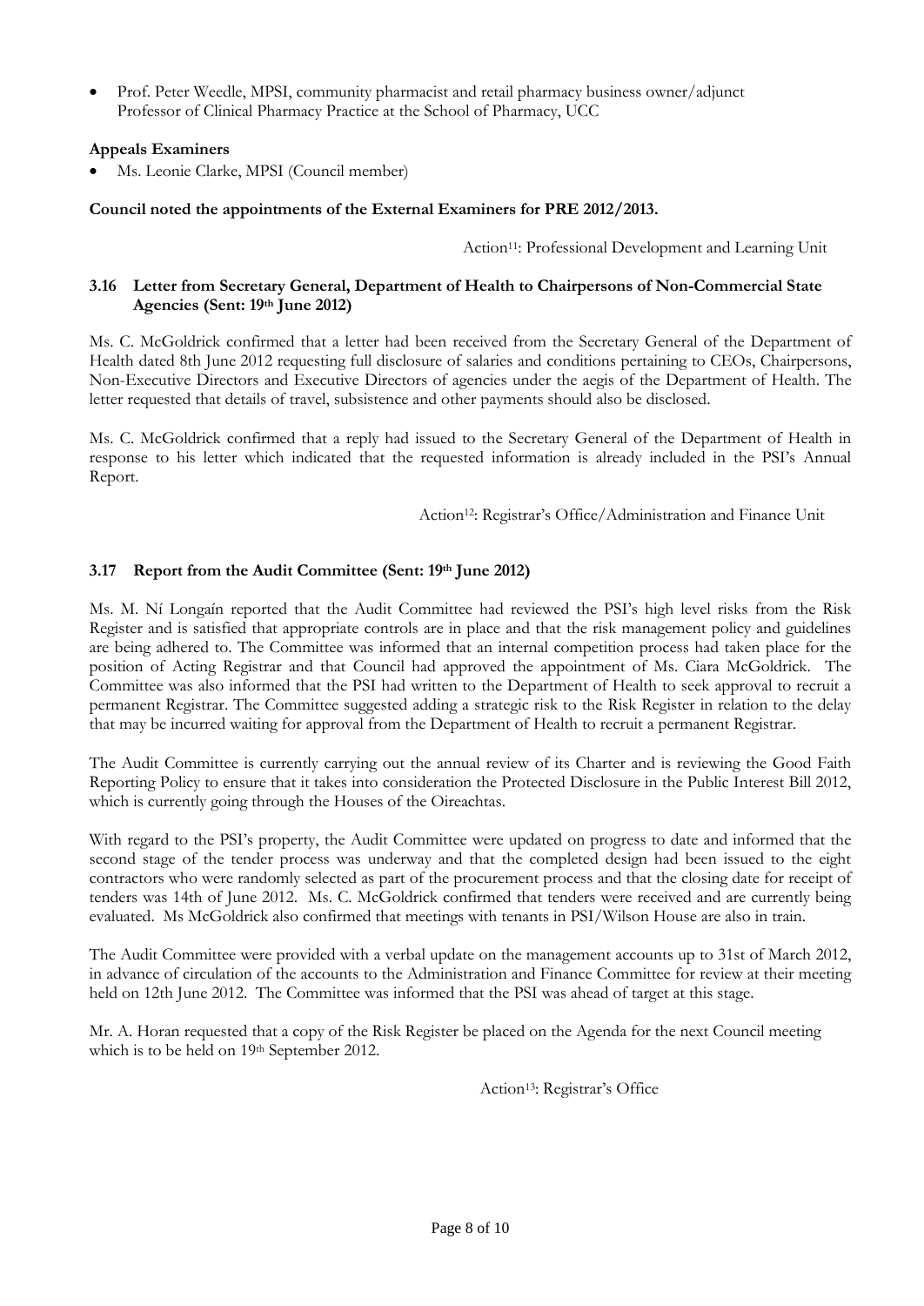- Prof. Peter Weedle, MPSI, community pharmacist and retail pharmacy business owner/adjunct Professor of Clinical Pharmacy Practice at the School of Pharmacy, UCC

**Appeals Examiners**

- Ms. Leonie Clarke, MPSI (Council member)

**Council noted the appointments of the External Examiners for PRE 2012/2013.**

Action[11]: Professional Development and Learning Unit

### 3.16 Letter from Secretary General, Department of Health to Chairpersons of Non-Commercial State Agencies (Sent: 19th June 2012)

Ms. C. McGoldrick confirmed that a letter had been received from the Secretary General of the Department of Health dated 8th June 2012 requesting full disclosure of salaries and conditions pertaining to CEOs, Chairpersons, Non-Executive Directors and Executive Directors of agencies under the aegis of the Department of Health. The letter requested that details of travel, subsistence and other payments should also be disclosed.

Ms. C. McGoldrick confirmed that a reply had issued to the Secretary General of the Department of Health in response to his letter which indicated that the requested information is already included in the PSI's Annual Report.

Action[12]: Registrar's Office/Administration and Finance Unit

### 3.17 Report from the Audit Committee (Sent: 19th June 2012)

Ms. M. Ní Longaín reported that the Audit Committee had reviewed the PSI's high level risks from the Risk Register and is satisfied that appropriate controls are in place and that the risk management policy and guidelines are being adhered to. The Committee was informed that an internal competition process had taken place for the position of Acting Registrar and that Council had approved the appointment of Ms. Ciara McGoldrick. The Committee was also informed that the PSI had written to the Department of Health to seek approval to recruit a permanent Registrar. The Committee suggested adding a strategic risk to the Risk Register in relation to the delay that may be incurred waiting for approval from the Department of Health to recruit a permanent Registrar.

The Audit Committee is currently carrying out the annual review of its Charter and is reviewing the Good Faith Reporting Policy to ensure that it takes into consideration the Protected Disclosure in the Public Interest Bill 2012, which is currently going through the Houses of the Oireachtas.

With regard to the PSI's property, the Audit Committee were updated on progress to date and informed that the second stage of the tender process was underway and that the completed design had been issued to the eight contractors who were randomly selected as part of the procurement process and that the closing date for receipt of tenders was 14th of June 2012. Ms. C. McGoldrick confirmed that tenders were received and are currently being evaluated. Ms McGoldrick also confirmed that meetings with tenants in PSI/Wilson House are also in train.

The Audit Committee were provided with a verbal update on the management accounts up to 31st of March 2012, in advance of circulation of the accounts to the Administration and Finance Committee for review at their meeting held on 12th June 2012. The Committee was informed that the PSI was ahead of target at this stage.

Mr. A. Horan requested that a copy of the Risk Register be placed on the Agenda for the next Council meeting which is to be held on 19th September 2012.

Action[13]: Registrar's Office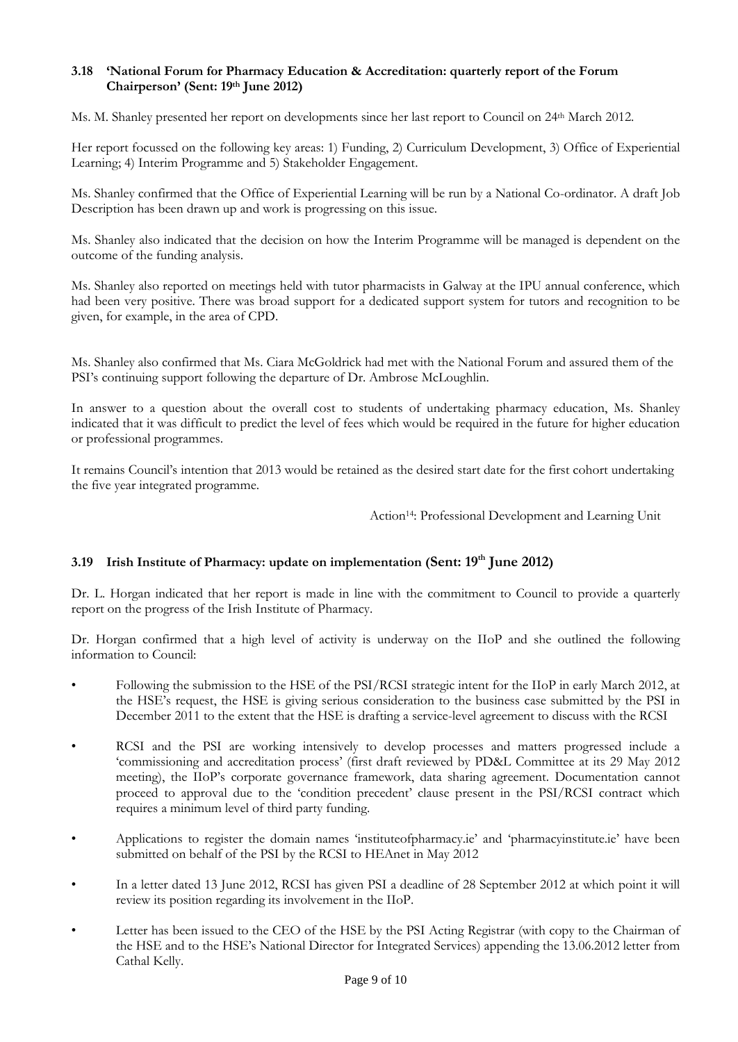### 3.18 'National Forum for Pharmacy Education & Accreditation: quarterly report of the Forum Chairperson' (Sent: 19th June 2012)

Ms. M. Shanley presented her report on developments since her last report to Council on 24th March 2012.

Her report focussed on the following key areas: 1) Funding, 2) Curriculum Development, 3) Office of Experiential Learning; 4) Interim Programme and 5) Stakeholder Engagement.

Ms. Shanley confirmed that the Office of Experiential Learning will be run by a National Co-ordinator. A draft Job Description has been drawn up and work is progressing on this issue.

Ms. Shanley also indicated that the decision on how the Interim Programme will be managed is dependent on the outcome of the funding analysis.

Ms. Shanley also reported on meetings held with tutor pharmacists in Galway at the IPU annual conference, which had been very positive. There was broad support for a dedicated support system for tutors and recognition to be given, for example, in the area of CPD.

Ms. Shanley also confirmed that Ms. Ciara McGoldrick had met with the National Forum and assured them of the PSI's continuing support following the departure of Dr. Ambrose McLoughlin.

In answer to a question about the overall cost to students of undertaking pharmacy education, Ms. Shanley indicated that it was difficult to predict the level of fees which would be required in the future for higher education or professional programmes.

It remains Council's intention that 2013 would be retained as the desired start date for the first cohort undertaking the five year integrated programme.

Action[14]: Professional Development and Learning Unit

### 3.19 Irish Institute of Pharmacy: update on implementation (Sent: 19th June 2012)

Dr. L. Horgan indicated that her report is made in line with the commitment to Council to provide a quarterly report on the progress of the Irish Institute of Pharmacy.

Dr. Horgan confirmed that a high level of activity is underway on the IIoP and she outlined the following information to Council:

- Following the submission to the HSE of the PSI/RCSI strategic intent for the IIoP in early March 2012, at the HSE's request, the HSE is giving serious consideration to the business case submitted by the PSI in December 2011 to the extent that the HSE is drafting a service-level agreement to discuss with the RCSI
- RCSI and the PSI are working intensively to develop processes and matters progressed include a 'commissioning and accreditation process' (first draft reviewed by PD&L Committee at its 29 May 2012 meeting), the IIoP's corporate governance framework, data sharing agreement. Documentation cannot proceed to approval due to the 'condition precedent' clause present in the PSI/RCSI contract which requires a minimum level of third party funding.
- Applications to register the domain names 'instituteofpharmacy.ie' and 'pharmacyinstitute.ie' have been submitted on behalf of the PSI by the RCSI to HEAnet in May 2012
- In a letter dated 13 June 2012, RCSI has given PSI a deadline of 28 September 2012 at which point it will review its position regarding its involvement in the IIoP.
- Letter has been issued to the CEO of the HSE by the PSI Acting Registrar (with copy to the Chairman of the HSE and to the HSE's National Director for Integrated Services) appending the 13.06.2012 letter from Cathal Kelly.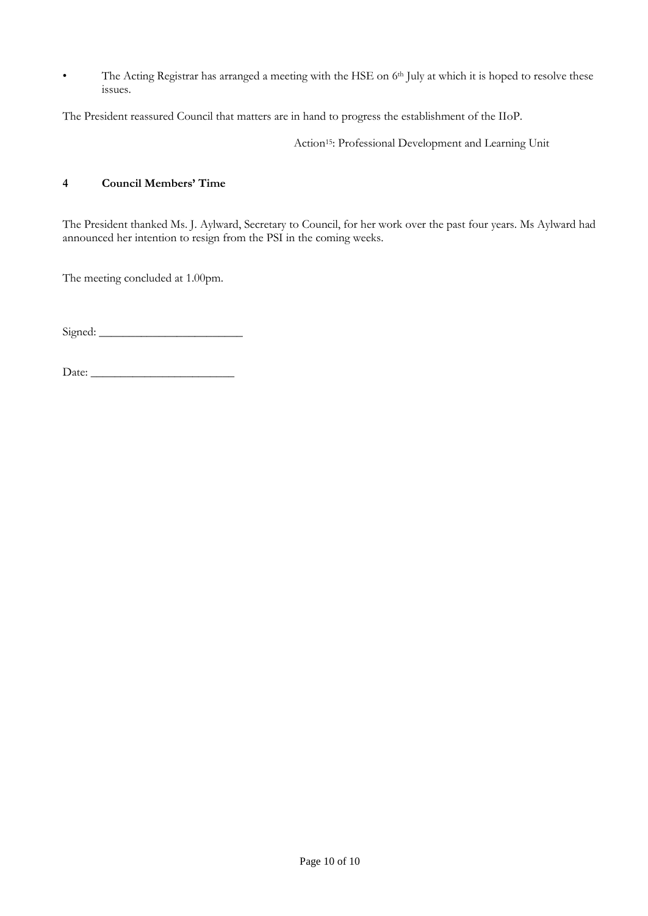- The Acting Registrar has arranged a meeting with the HSE on 6th July at which it is hoped to resolve these issues.

The President reassured Council that matters are in hand to progress the establishment of the IIoP.

Action[15]: Professional Development and Learning Unit

## 4 Council Members' Time

The President thanked Ms. J. Aylward, Secretary to Council, for her work over the past four years. Ms Aylward had announced her intention to resign from the PSI in the coming weeks.

The meeting concluded at 1.00pm.

Signed: ________________________

Date: ________________________